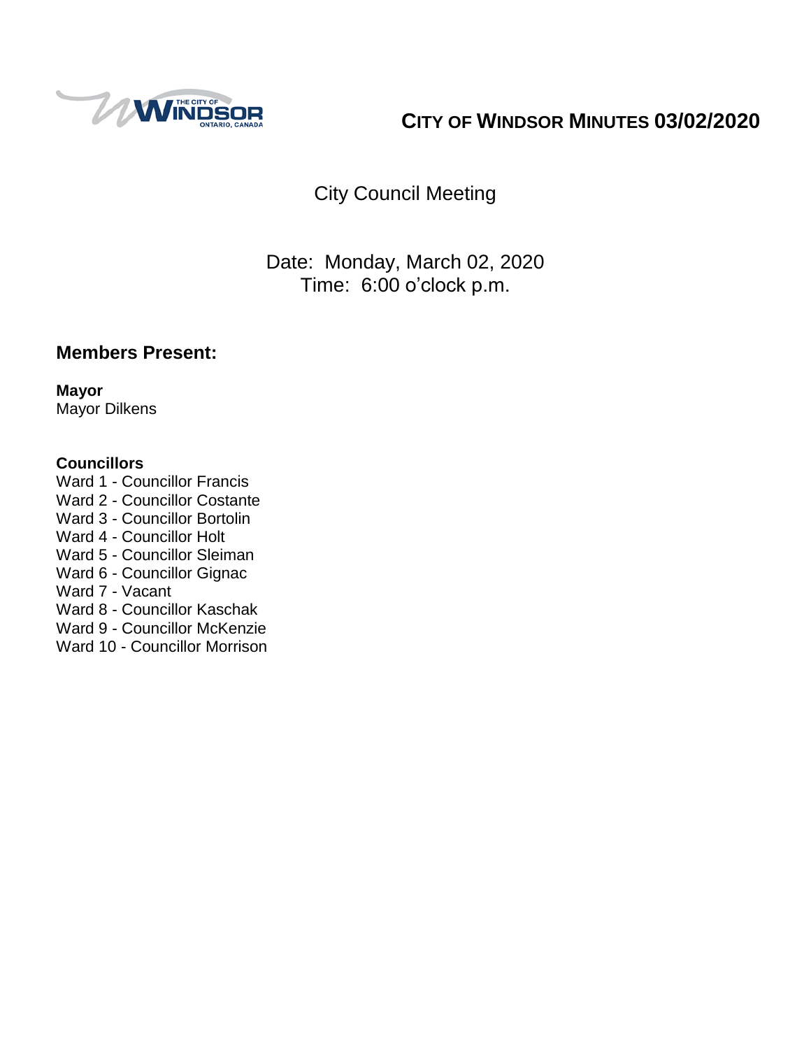# CITY OF WINDSOR MINUTES 03/02/2020

City Council Meeting

Date: Monday, March 02, 2020
Time: 6:00 o'clock p.m.

## Members Present:

**Mayor**
Mayor Dilkens

**Councillors**
Ward 1 - Councillor Francis
Ward 2 - Councillor Costante
Ward 3 - Councillor Bortolin
Ward 4 - Councillor Holt
Ward 5 - Councillor Sleiman
Ward 6 - Councillor Gignac
Ward 7 - Vacant
Ward 8 - Councillor Kaschak
Ward 9 - Councillor McKenzie
Ward 10 - Councillor Morrison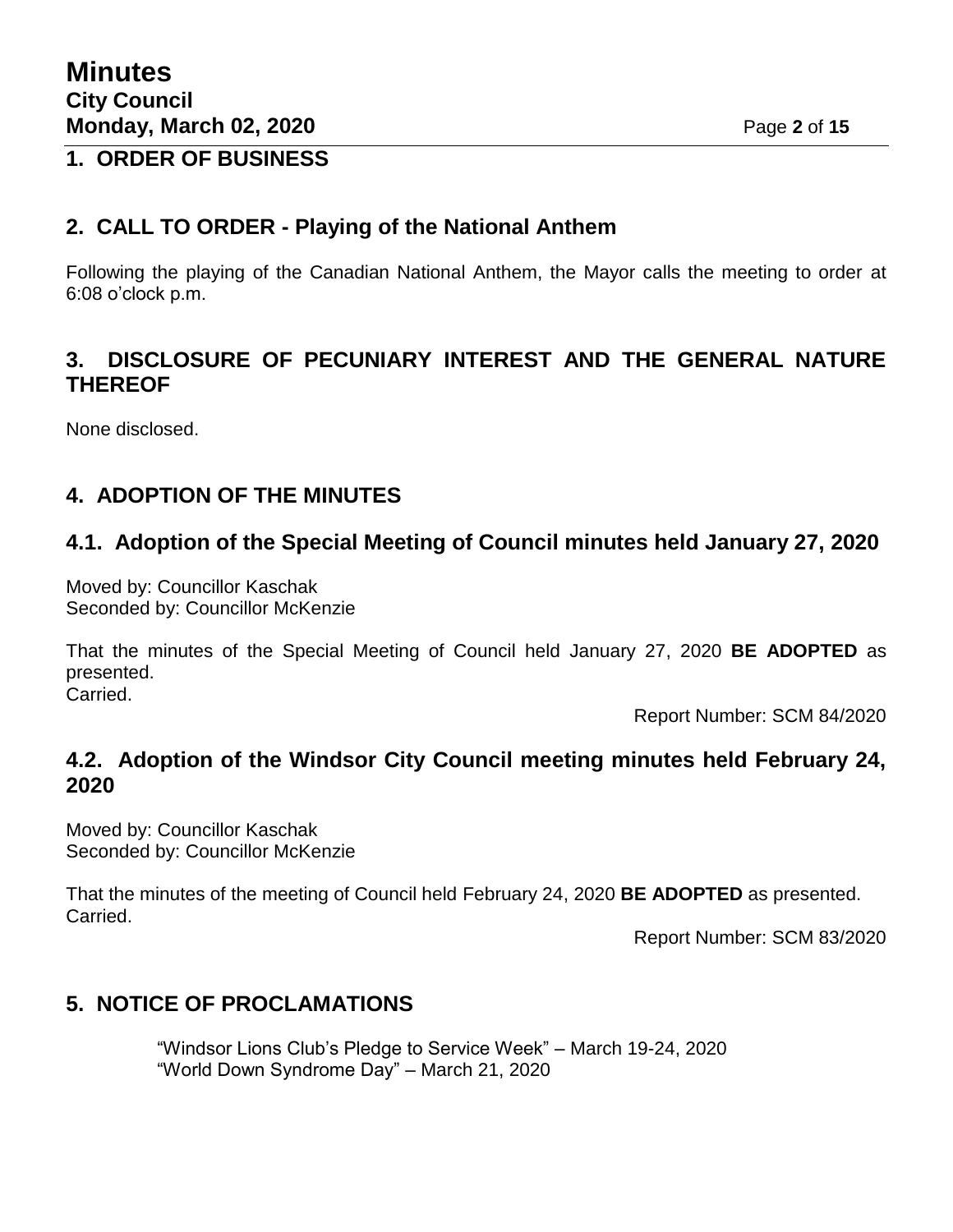## 1. ORDER OF BUSINESS

## 2. CALL TO ORDER - Playing of the National Anthem

Following the playing of the Canadian National Anthem, the Mayor calls the meeting to order at 6:08 o'clock p.m.

## 3. DISCLOSURE OF PECUNIARY INTEREST AND THE GENERAL NATURE THEREOF

None disclosed.

## 4. ADOPTION OF THE MINUTES

### 4.1. Adoption of the Special Meeting of Council minutes held January 27, 2020

Moved by: Councillor Kaschak
Seconded by: Councillor McKenzie

That the minutes of the Special Meeting of Council held January 27, 2020 **BE ADOPTED** as presented.
Carried.

Report Number: SCM 84/2020

### 4.2. Adoption of the Windsor City Council meeting minutes held February 24, 2020

Moved by: Councillor Kaschak
Seconded by: Councillor McKenzie

That the minutes of the meeting of Council held February 24, 2020 **BE ADOPTED** as presented.
Carried.

Report Number: SCM 83/2020

## 5. NOTICE OF PROCLAMATIONS

"Windsor Lions Club's Pledge to Service Week" – March 19-24, 2020
"World Down Syndrome Day" – March 21, 2020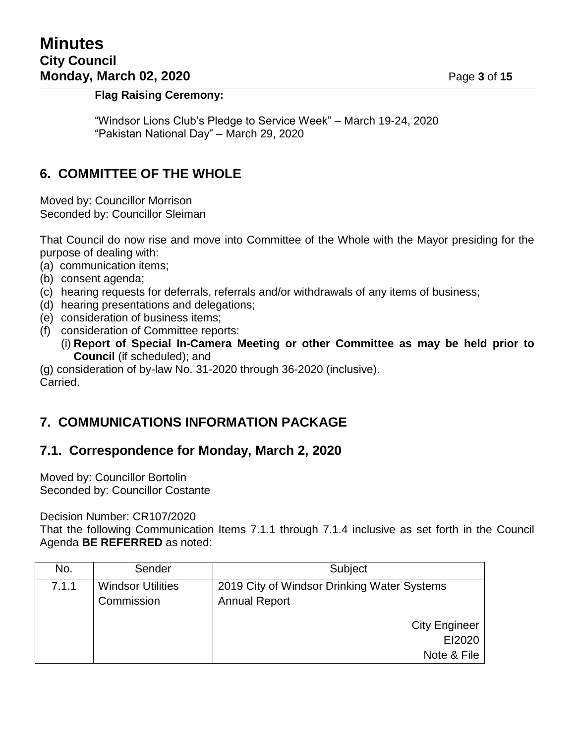**Flag Raising Ceremony:**

"Windsor Lions Club's Pledge to Service Week" – March 19-24, 2020
"Pakistan National Day" – March 29, 2020

## 6. COMMITTEE OF THE WHOLE

Moved by: Councillor Morrison
Seconded by: Councillor Sleiman

That Council do now rise and move into Committee of the Whole with the Mayor presiding for the purpose of dealing with:

(a) communication items;
(b) consent agenda;
(c) hearing requests for deferrals, referrals and/or withdrawals of any items of business;
(d) hearing presentations and delegations;
(e) consideration of business items;
(f) consideration of Committee reports:
    (i) **Report of Special In-Camera Meeting or other Committee as may be held prior to Council** (if scheduled); and
(g) consideration of by-law No. 31-2020 through 36-2020 (inclusive).

Carried.

## 7. COMMUNICATIONS INFORMATION PACKAGE

## 7.1. Correspondence for Monday, March 2, 2020

Moved by: Councillor Bortolin
Seconded by: Councillor Costante

Decision Number: CR107/2020
That the following Communication Items 7.1.1 through 7.1.4 inclusive as set forth in the Council Agenda **BE REFERRED** as noted:

| No. | Sender | Subject |
|---|---|---|
| 7.1.1 | Windsor Utilities Commission | 2019 City of Windsor Drinking Water Systems Annual Report<br><br>City Engineer<br>EI2020<br>Note & File |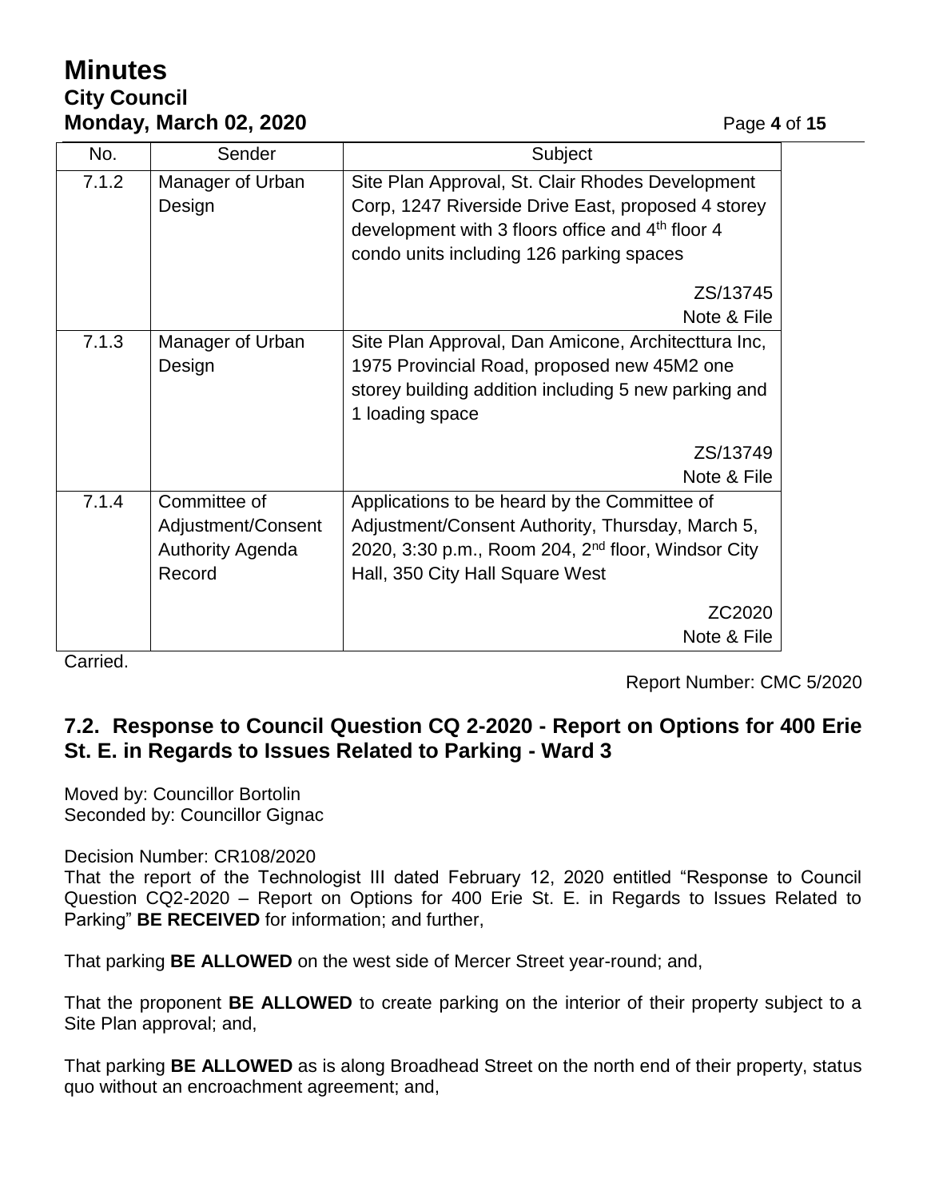| No. | Sender | Subject |
| --- | --- | --- |
| 7.1.2 | Manager of Urban Design | Site Plan Approval, St. Clair Rhodes Development Corp, 1247 Riverside Drive East, proposed 4 storey development with 3 floors office and 4th floor 4 condo units including 126 parking spaces<br><br>ZS/13745<br>Note & File |
| 7.1.3 | Manager of Urban Design | Site Plan Approval, Dan Amicone, Architecttura Inc, 1975 Provincial Road, proposed new 45M2 one storey building addition including 5 new parking and 1 loading space<br><br>ZS/13749<br>Note & File |
| 7.1.4 | Committee of Adjustment/Consent Authority Agenda Record | Applications to be heard by the Committee of Adjustment/Consent Authority, Thursday, March 5, 2020, 3:30 p.m., Room 204, 2nd floor, Windsor City Hall, 350 City Hall Square West<br><br>ZC2020<br>Note & File |

Carried.

Report Number: CMC 5/2020

## 7.2. Response to Council Question CQ 2-2020 - Report on Options for 400 Erie St. E. in Regards to Issues Related to Parking - Ward 3

Moved by: Councillor Bortolin
Seconded by: Councillor Gignac

Decision Number: CR108/2020
That the report of the Technologist III dated February 12, 2020 entitled "Response to Council Question CQ2-2020 – Report on Options for 400 Erie St. E. in Regards to Issues Related to Parking" **BE RECEIVED** for information; and further,

That parking **BE ALLOWED** on the west side of Mercer Street year-round; and,

That the proponent **BE ALLOWED** to create parking on the interior of their property subject to a Site Plan approval; and,

That parking **BE ALLOWED** as is along Broadhead Street on the north end of their property, status quo without an encroachment agreement; and,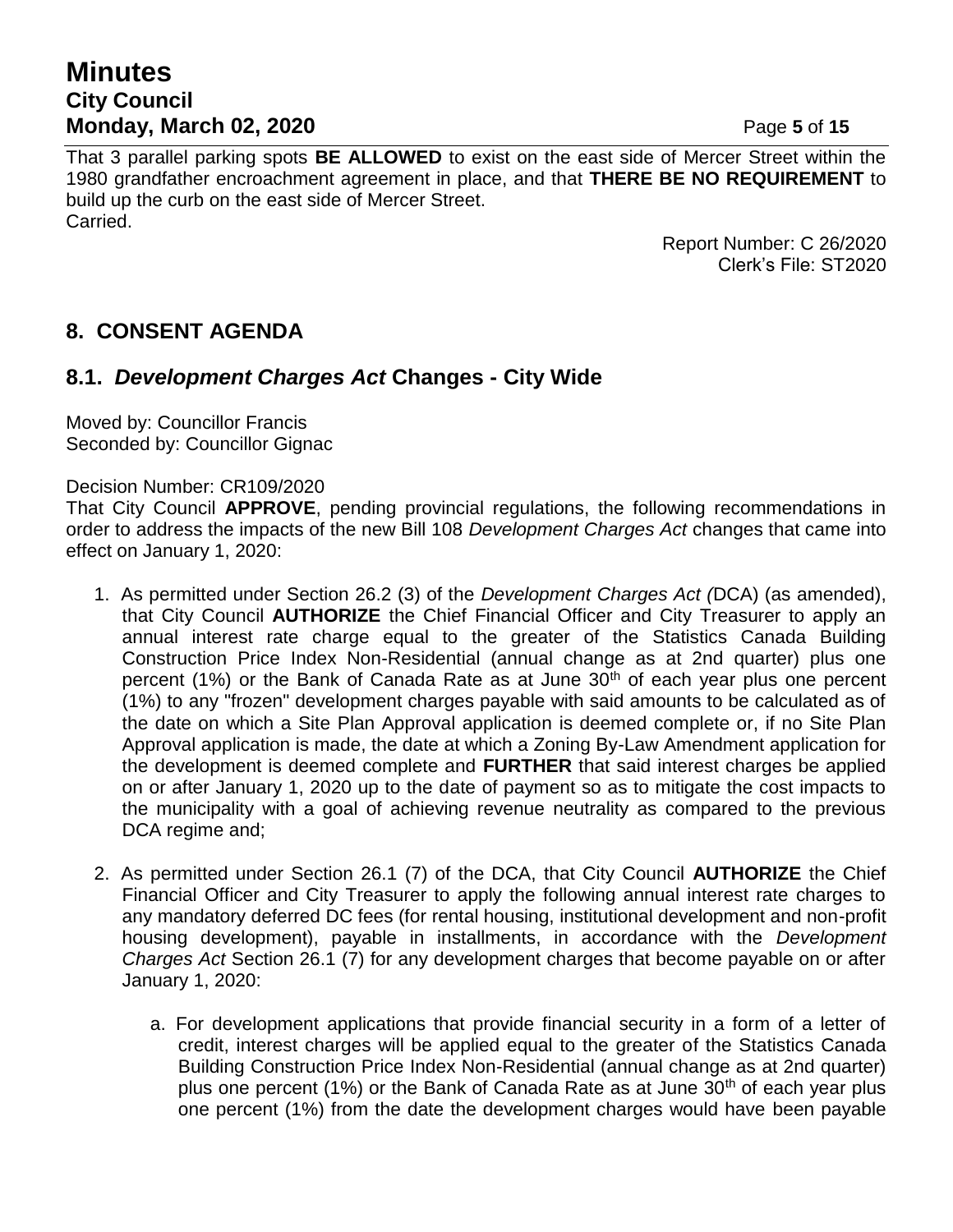That 3 parallel parking spots **BE ALLOWED** to exist on the east side of Mercer Street within the 1980 grandfather encroachment agreement in place, and that **THERE BE NO REQUIREMENT** to build up the curb on the east side of Mercer Street.
Carried.

Report Number: C 26/2020
Clerk's File: ST2020

## 8. CONSENT AGENDA

### 8.1. *Development Charges Act* Changes - City Wide

Moved by: Councillor Francis
Seconded by: Councillor Gignac

Decision Number: CR109/2020
That City Council **APPROVE**, pending provincial regulations, the following recommendations in order to address the impacts of the new Bill 108 *Development Charges Act* changes that came into effect on January 1, 2020:

1. As permitted under Section 26.2 (3) of the *Development Charges Act (*DCA) (as amended), that City Council **AUTHORIZE** the Chief Financial Officer and City Treasurer to apply an annual interest rate charge equal to the greater of the Statistics Canada Building Construction Price Index Non-Residential (annual change as at 2nd quarter) plus one percent (1%) or the Bank of Canada Rate as at June 30th of each year plus one percent (1%) to any "frozen" development charges payable with said amounts to be calculated as of the date on which a Site Plan Approval application is deemed complete or, if no Site Plan Approval application is made, the date at which a Zoning By-Law Amendment application for the development is deemed complete and **FURTHER** that said interest charges be applied on or after January 1, 2020 up to the date of payment so as to mitigate the cost impacts to the municipality with a goal of achieving revenue neutrality as compared to the previous DCA regime and;

2. As permitted under Section 26.1 (7) of the DCA, that City Council **AUTHORIZE** the Chief Financial Officer and City Treasurer to apply the following annual interest rate charges to any mandatory deferred DC fees (for rental housing, institutional development and non-profit housing development), payable in installments, in accordance with the *Development Charges Act* Section 26.1 (7) for any development charges that become payable on or after January 1, 2020:

    a. For development applications that provide financial security in a form of a letter of credit, interest charges will be applied equal to the greater of the Statistics Canada Building Construction Price Index Non-Residential (annual change as at 2nd quarter) plus one percent (1%) or the Bank of Canada Rate as at June 30th of each year plus one percent (1%) from the date the development charges would have been payable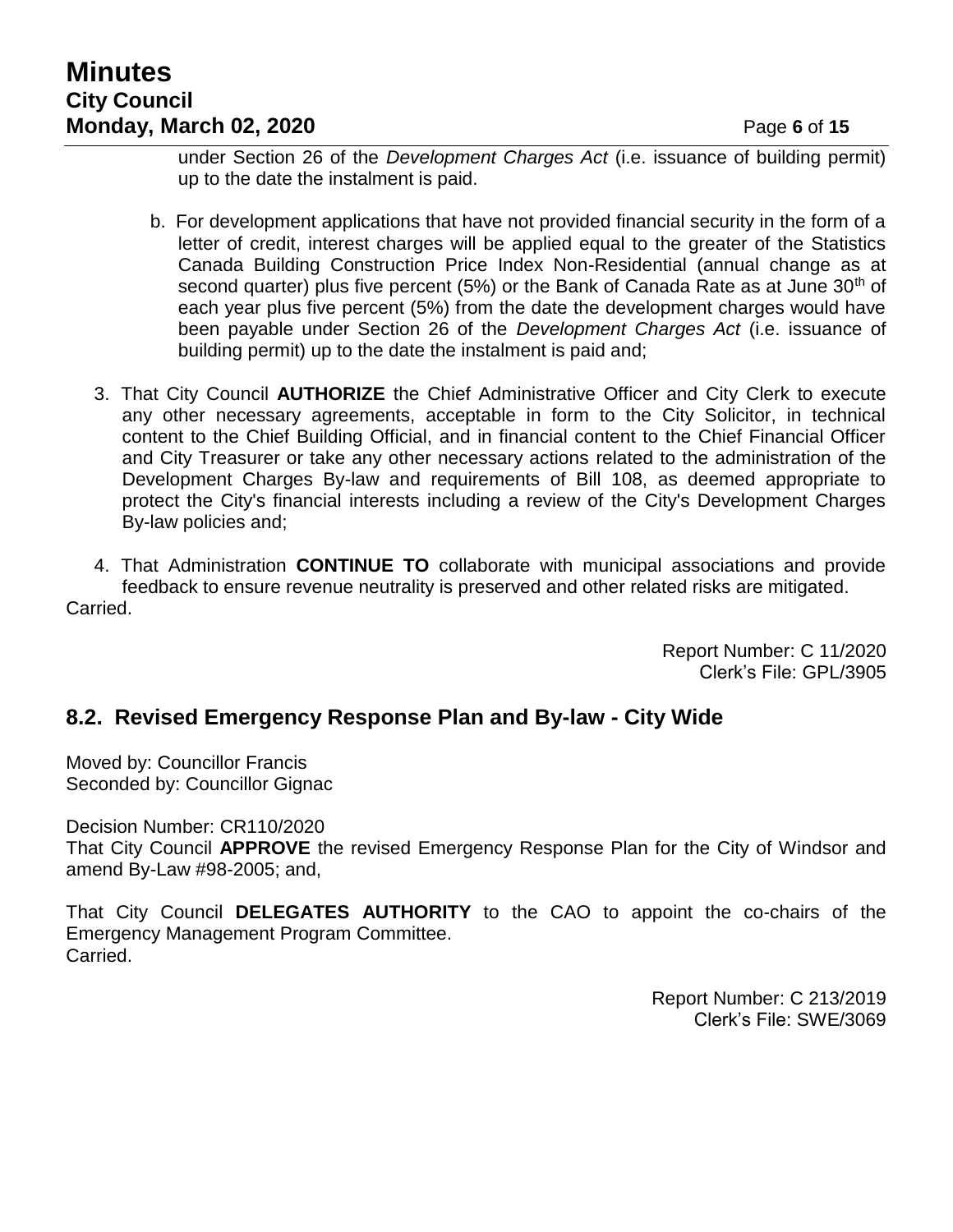under Section 26 of the *Development Charges Act* (i.e. issuance of building permit) up to the date the instalment is paid.

b. For development applications that have not provided financial security in the form of a letter of credit, interest charges will be applied equal to the greater of the Statistics Canada Building Construction Price Index Non-Residential (annual change as at second quarter) plus five percent (5%) or the Bank of Canada Rate as at June 30th of each year plus five percent (5%) from the date the development charges would have been payable under Section 26 of the *Development Charges Act* (i.e. issuance of building permit) up to the date the instalment is paid and;

3. That City Council **AUTHORIZE** the Chief Administrative Officer and City Clerk to execute any other necessary agreements, acceptable in form to the City Solicitor, in technical content to the Chief Building Official, and in financial content to the Chief Financial Officer and City Treasurer or take any other necessary actions related to the administration of the Development Charges By-law and requirements of Bill 108, as deemed appropriate to protect the City's financial interests including a review of the City's Development Charges By-law policies and;

4. That Administration **CONTINUE TO** collaborate with municipal associations and provide feedback to ensure revenue neutrality is preserved and other related risks are mitigated.

Carried.

Report Number: C 11/2020
Clerk's File: GPL/3905

## 8.2. Revised Emergency Response Plan and By-law - City Wide

Moved by: Councillor Francis
Seconded by: Councillor Gignac

Decision Number: CR110/2020
That City Council **APPROVE** the revised Emergency Response Plan for the City of Windsor and amend By-Law #98-2005; and,

That City Council **DELEGATES AUTHORITY** to the CAO to appoint the co-chairs of the Emergency Management Program Committee.
Carried.

Report Number: C 213/2019
Clerk's File: SWE/3069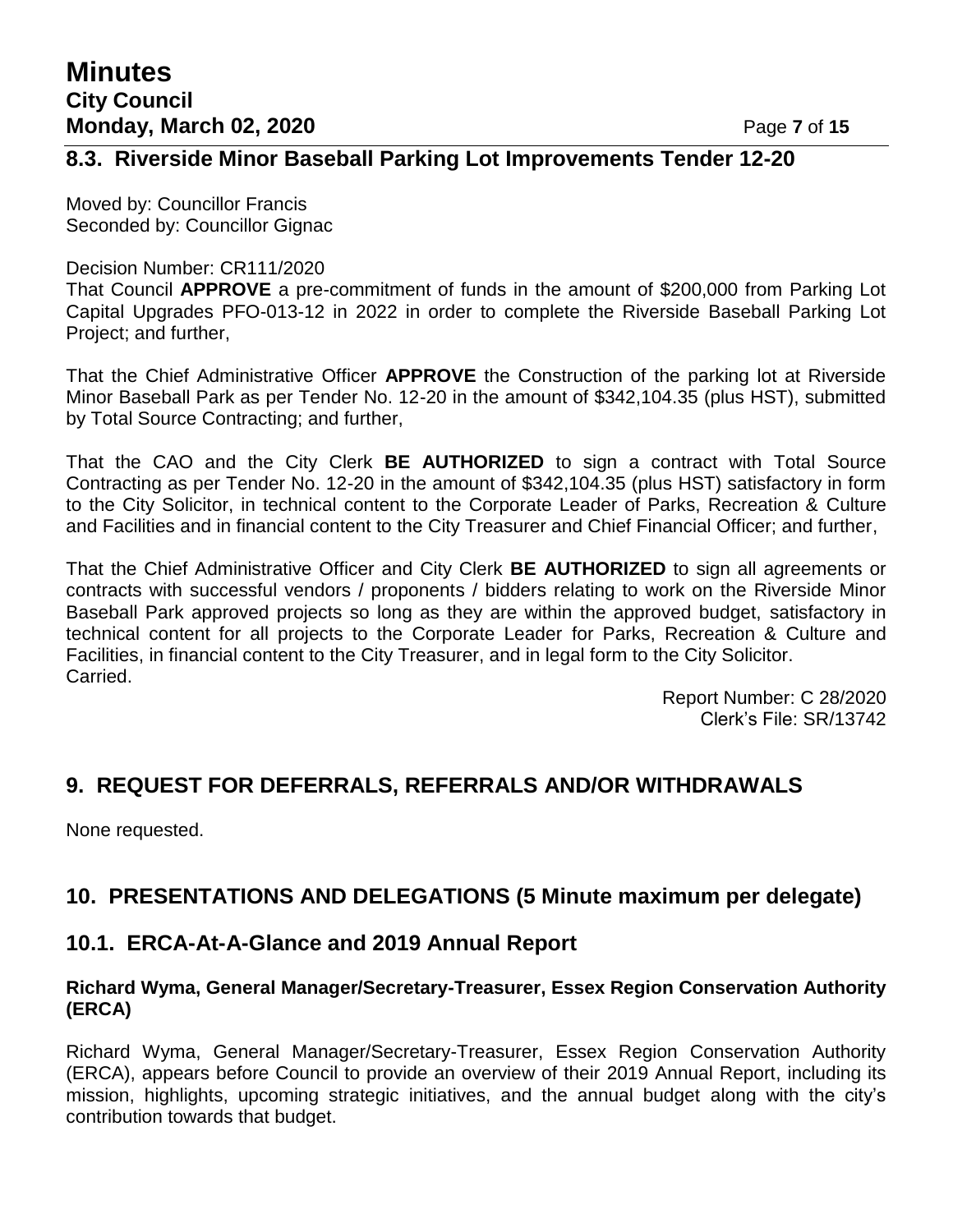## 8.3. Riverside Minor Baseball Parking Lot Improvements Tender 12-20

Moved by: Councillor Francis
Seconded by: Councillor Gignac

Decision Number: CR111/2020
That Council **APPROVE** a pre-commitment of funds in the amount of $200,000 from Parking Lot Capital Upgrades PFO-013-12 in 2022 in order to complete the Riverside Baseball Parking Lot Project; and further,

That the Chief Administrative Officer **APPROVE** the Construction of the parking lot at Riverside Minor Baseball Park as per Tender No. 12-20 in the amount of $342,104.35 (plus HST), submitted by Total Source Contracting; and further,

That the CAO and the City Clerk **BE AUTHORIZED** to sign a contract with Total Source Contracting as per Tender No. 12-20 in the amount of $342,104.35 (plus HST) satisfactory in form to the City Solicitor, in technical content to the Corporate Leader of Parks, Recreation & Culture and Facilities and in financial content to the City Treasurer and Chief Financial Officer; and further,

That the Chief Administrative Officer and City Clerk **BE AUTHORIZED** to sign all agreements or contracts with successful vendors / proponents / bidders relating to work on the Riverside Minor Baseball Park approved projects so long as they are within the approved budget, satisfactory in technical content for all projects to the Corporate Leader for Parks, Recreation & Culture and Facilities, in financial content to the City Treasurer, and in legal form to the City Solicitor.
Carried.

Report Number: C 28/2020
Clerk's File: SR/13742

# 9. REQUEST FOR DEFERRALS, REFERRALS AND/OR WITHDRAWALS

None requested.

# 10. PRESENTATIONS AND DELEGATIONS (5 Minute maximum per delegate)

## 10.1. ERCA-At-A-Glance and 2019 Annual Report

**Richard Wyma, General Manager/Secretary-Treasurer, Essex Region Conservation Authority (ERCA)**

Richard Wyma, General Manager/Secretary-Treasurer, Essex Region Conservation Authority (ERCA), appears before Council to provide an overview of their 2019 Annual Report, including its mission, highlights, upcoming strategic initiatives, and the annual budget along with the city's contribution towards that budget.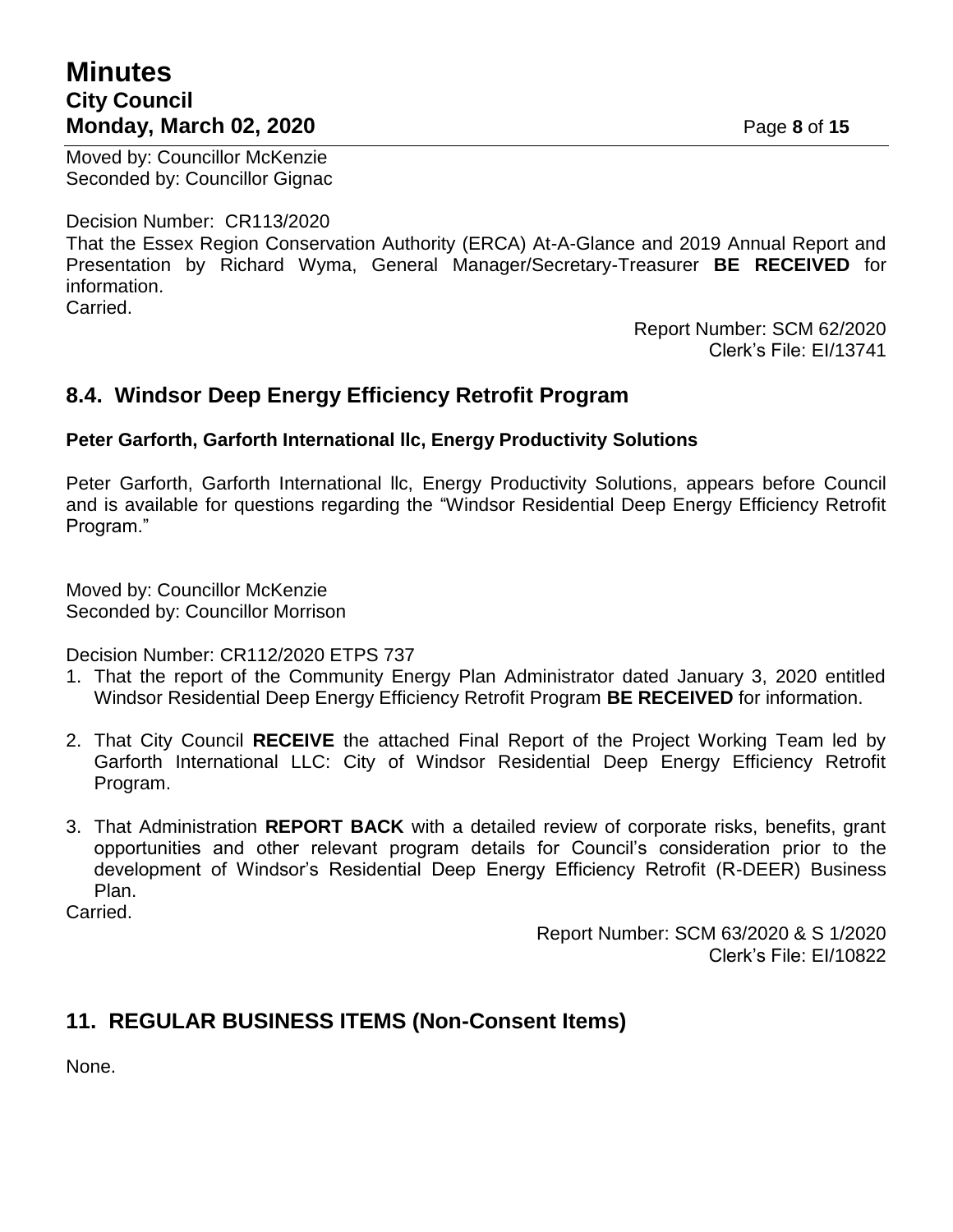Moved by: Councillor McKenzie
Seconded by: Councillor Gignac

Decision Number: CR113/2020
That the Essex Region Conservation Authority (ERCA) At-A-Glance and 2019 Annual Report and Presentation by Richard Wyma, General Manager/Secretary-Treasurer **BE RECEIVED** for information.
Carried.

Report Number: SCM 62/2020
Clerk's File: EI/13741

## 8.4. Windsor Deep Energy Efficiency Retrofit Program

**Peter Garforth, Garforth International llc, Energy Productivity Solutions**

Peter Garforth, Garforth International llc, Energy Productivity Solutions, appears before Council and is available for questions regarding the "Windsor Residential Deep Energy Efficiency Retrofit Program."

Moved by: Councillor McKenzie
Seconded by: Councillor Morrison

Decision Number: CR112/2020 ETPS 737

1. That the report of the Community Energy Plan Administrator dated January 3, 2020 entitled Windsor Residential Deep Energy Efficiency Retrofit Program **BE RECEIVED** for information.

2. That City Council **RECEIVE** the attached Final Report of the Project Working Team led by Garforth International LLC: City of Windsor Residential Deep Energy Efficiency Retrofit Program.

3. That Administration **REPORT BACK** with a detailed review of corporate risks, benefits, grant opportunities and other relevant program details for Council's consideration prior to the development of Windsor's Residential Deep Energy Efficiency Retrofit (R-DEER) Business Plan.

Carried.

Report Number: SCM 63/2020 & S 1/2020
Clerk's File: EI/10822

## 11. REGULAR BUSINESS ITEMS (Non-Consent Items)

None.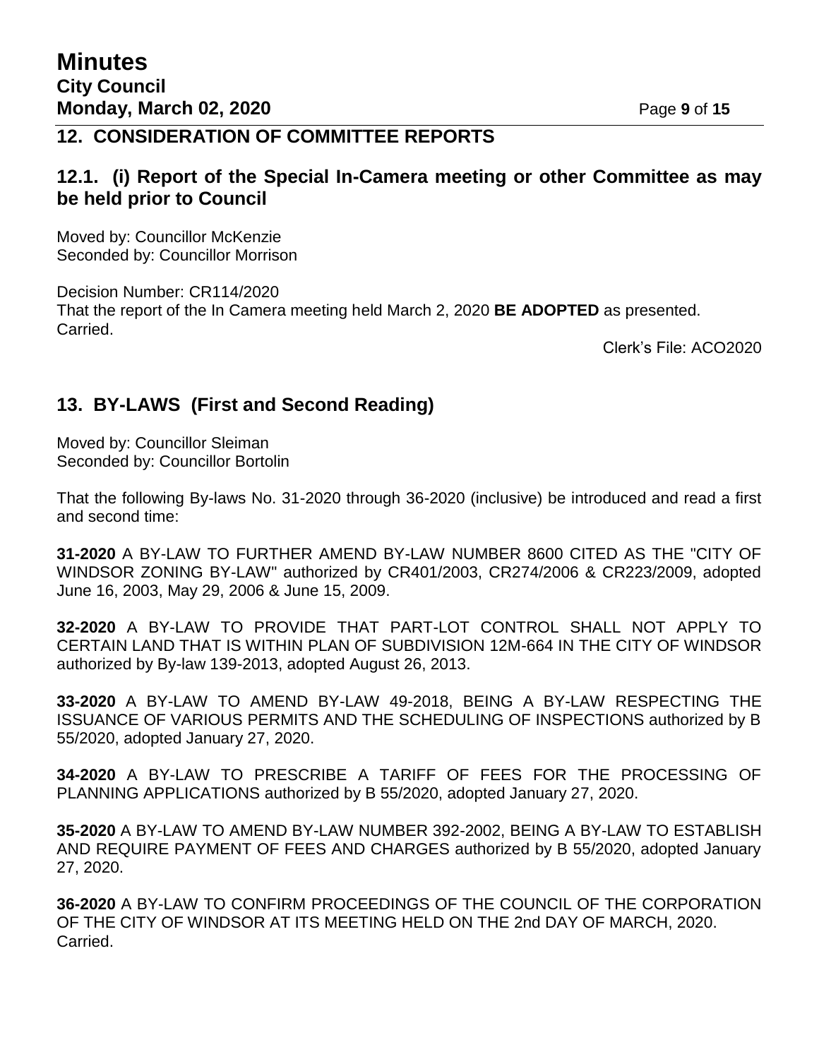## 12. CONSIDERATION OF COMMITTEE REPORTS

### 12.1. (i) Report of the Special In-Camera meeting or other Committee as may be held prior to Council

Moved by: Councillor McKenzie
Seconded by: Councillor Morrison

Decision Number: CR114/2020
That the report of the In Camera meeting held March 2, 2020 **BE ADOPTED** as presented.
Carried.

Clerk's File: ACO2020

## 13. BY-LAWS (First and Second Reading)

Moved by: Councillor Sleiman
Seconded by: Councillor Bortolin

That the following By-laws No. 31-2020 through 36-2020 (inclusive) be introduced and read a first and second time:

**31-2020** A BY-LAW TO FURTHER AMEND BY-LAW NUMBER 8600 CITED AS THE "CITY OF WINDSOR ZONING BY-LAW" authorized by CR401/2003, CR274/2006 & CR223/2009, adopted June 16, 2003, May 29, 2006 & June 15, 2009.

**32-2020** A BY-LAW TO PROVIDE THAT PART-LOT CONTROL SHALL NOT APPLY TO CERTAIN LAND THAT IS WITHIN PLAN OF SUBDIVISION 12M-664 IN THE CITY OF WINDSOR authorized by By-law 139-2013, adopted August 26, 2013.

**33-2020** A BY-LAW TO AMEND BY-LAW 49-2018, BEING A BY-LAW RESPECTING THE ISSUANCE OF VARIOUS PERMITS AND THE SCHEDULING OF INSPECTIONS authorized by B 55/2020, adopted January 27, 2020.

**34-2020** A BY-LAW TO PRESCRIBE A TARIFF OF FEES FOR THE PROCESSING OF PLANNING APPLICATIONS authorized by B 55/2020, adopted January 27, 2020.

**35-2020** A BY-LAW TO AMEND BY-LAW NUMBER 392-2002, BEING A BY-LAW TO ESTABLISH AND REQUIRE PAYMENT OF FEES AND CHARGES authorized by B 55/2020, adopted January 27, 2020.

**36-2020** A BY-LAW TO CONFIRM PROCEEDINGS OF THE COUNCIL OF THE CORPORATION OF THE CITY OF WINDSOR AT ITS MEETING HELD ON THE 2nd DAY OF MARCH, 2020.
Carried.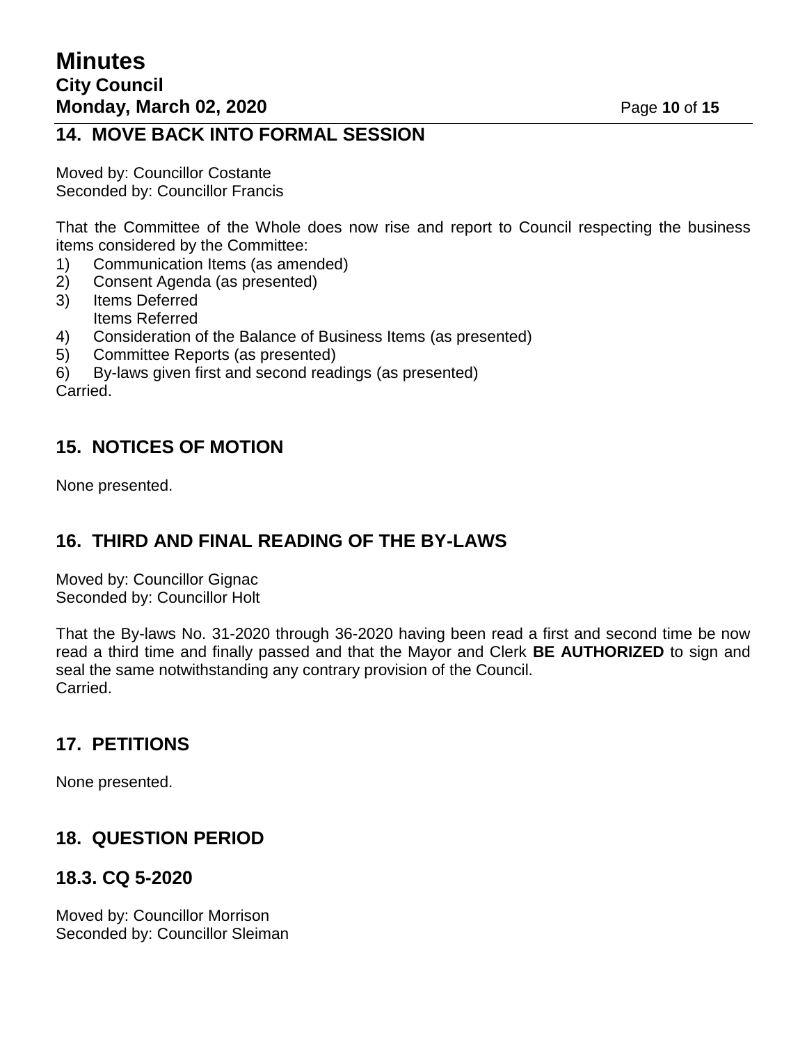## 14. MOVE BACK INTO FORMAL SESSION

Moved by: Councillor Costante
Seconded by: Councillor Francis

That the Committee of the Whole does now rise and report to Council respecting the business items considered by the Committee:

1) Communication Items (as amended)
2) Consent Agenda (as presented)
3) Items Deferred
   Items Referred
4) Consideration of the Balance of Business Items (as presented)
5) Committee Reports (as presented)
6) By-laws given first and second readings (as presented)

Carried.

## 15. NOTICES OF MOTION

None presented.

## 16. THIRD AND FINAL READING OF THE BY-LAWS

Moved by: Councillor Gignac
Seconded by: Councillor Holt

That the By-laws No. 31-2020 through 36-2020 having been read a first and second time be now read a third time and finally passed and that the Mayor and Clerk **BE AUTHORIZED** to sign and seal the same notwithstanding any contrary provision of the Council.
Carried.

## 17. PETITIONS

None presented.

## 18. QUESTION PERIOD

## 18.3. CQ 5-2020

Moved by: Councillor Morrison
Seconded by: Councillor Sleiman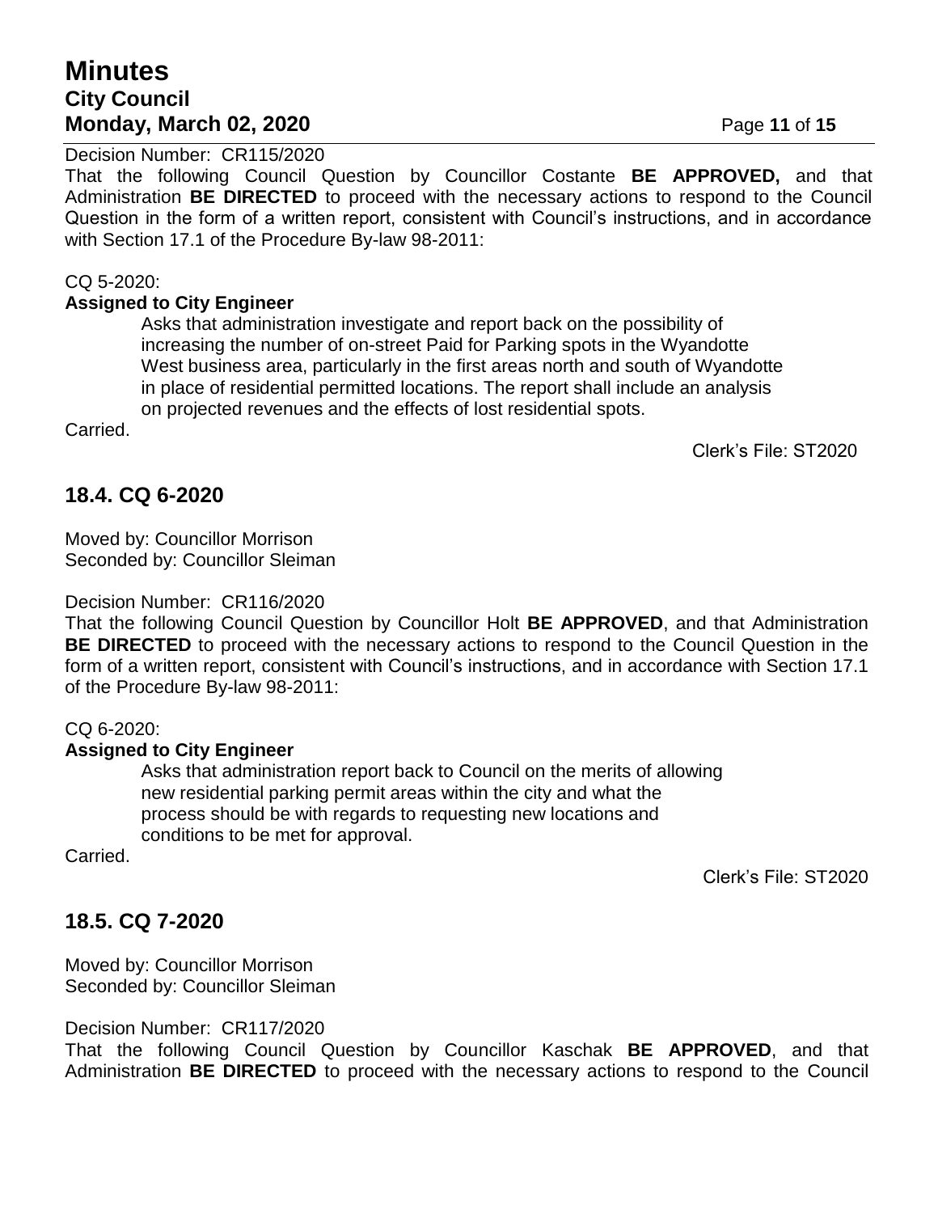Decision Number: CR115/2020

That the following Council Question by Councillor Costante **BE APPROVED,** and that Administration **BE DIRECTED** to proceed with the necessary actions to respond to the Council Question in the form of a written report, consistent with Council's instructions, and in accordance with Section 17.1 of the Procedure By-law 98-2011:

CQ 5-2020:

**Assigned to City Engineer**

> Asks that administration investigate and report back on the possibility of increasing the number of on-street Paid for Parking spots in the Wyandotte West business area, particularly in the first areas north and south of Wyandotte in place of residential permitted locations. The report shall include an analysis on projected revenues and the effects of lost residential spots.

Carried.

Clerk's File: ST2020

## 18.4. CQ 6-2020

Moved by: Councillor Morrison
Seconded by: Councillor Sleiman

Decision Number: CR116/2020

That the following Council Question by Councillor Holt **BE APPROVED**, and that Administration **BE DIRECTED** to proceed with the necessary actions to respond to the Council Question in the form of a written report, consistent with Council's instructions, and in accordance with Section 17.1 of the Procedure By-law 98-2011:

CQ 6-2020:

**Assigned to City Engineer**

> Asks that administration report back to Council on the merits of allowing new residential parking permit areas within the city and what the process should be with regards to requesting new locations and conditions to be met for approval.

Carried.

Clerk's File: ST2020

## 18.5. CQ 7-2020

Moved by: Councillor Morrison
Seconded by: Councillor Sleiman

Decision Number: CR117/2020

That the following Council Question by Councillor Kaschak **BE APPROVED**, and that Administration **BE DIRECTED** to proceed with the necessary actions to respond to the Council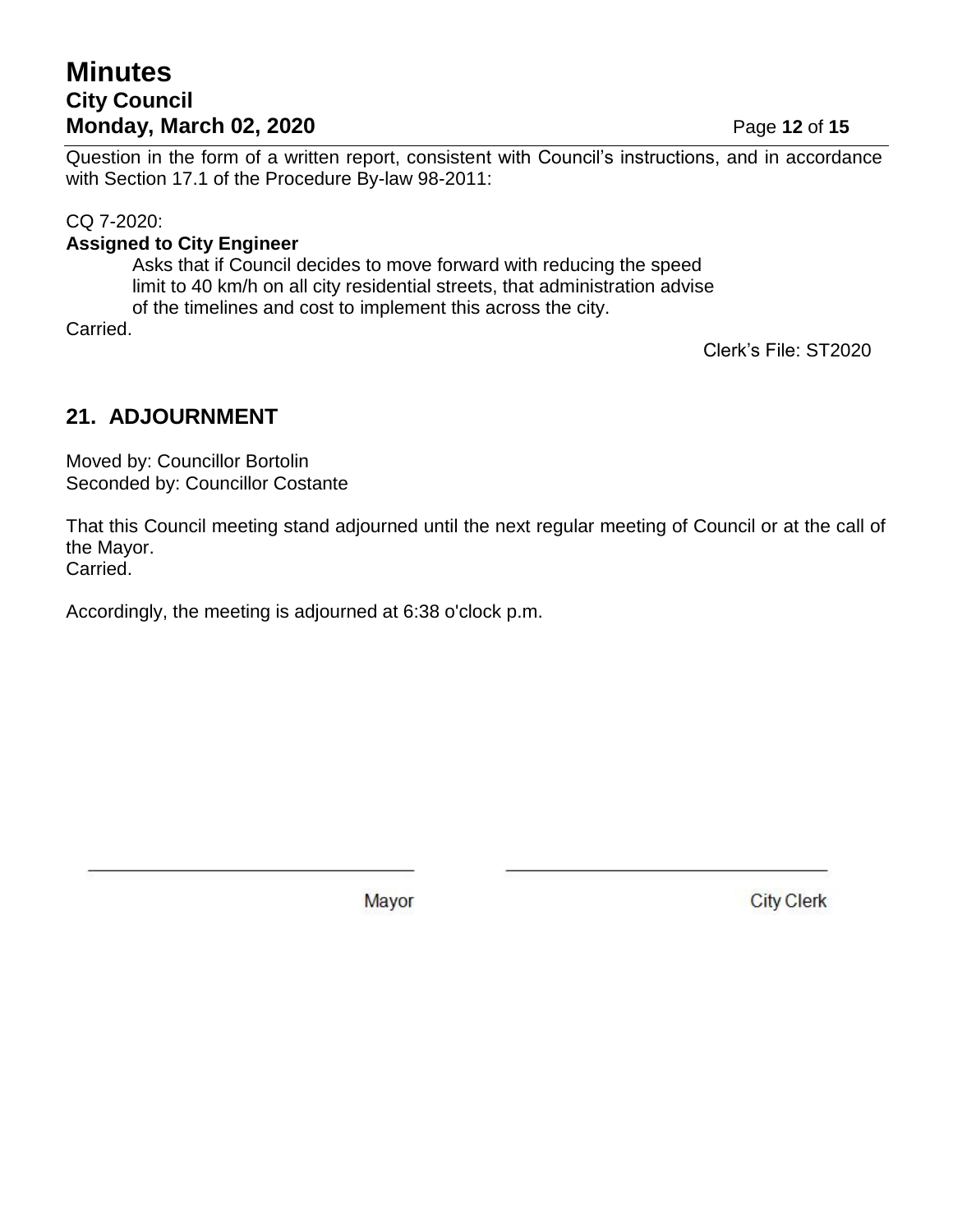Question in the form of a written report, consistent with Council's instructions, and in accordance with Section 17.1 of the Procedure By-law 98-2011:

CQ 7-2020:
**Assigned to City Engineer**

> Asks that if Council decides to move forward with reducing the speed limit to 40 km/h on all city residential streets, that administration advise of the timelines and cost to implement this across the city.

Carried.

Clerk's File: ST2020

## 21. ADJOURNMENT

Moved by: Councillor Bortolin
Seconded by: Councillor Costante

That this Council meeting stand adjourned until the next regular meeting of Council or at the call of the Mayor.
Carried.

Accordingly, the meeting is adjourned at 6:38 o'clock p.m.

\_\_\_\_\_\_\_\_\_\_\_\_\_\_\_\_\_\_\_\_\_\_\_\_\_\_\_\_\_\_
Mayor

\_\_\_\_\_\_\_\_\_\_\_\_\_\_\_\_\_\_\_\_\_\_\_\_\_\_\_\_\_\_
City Clerk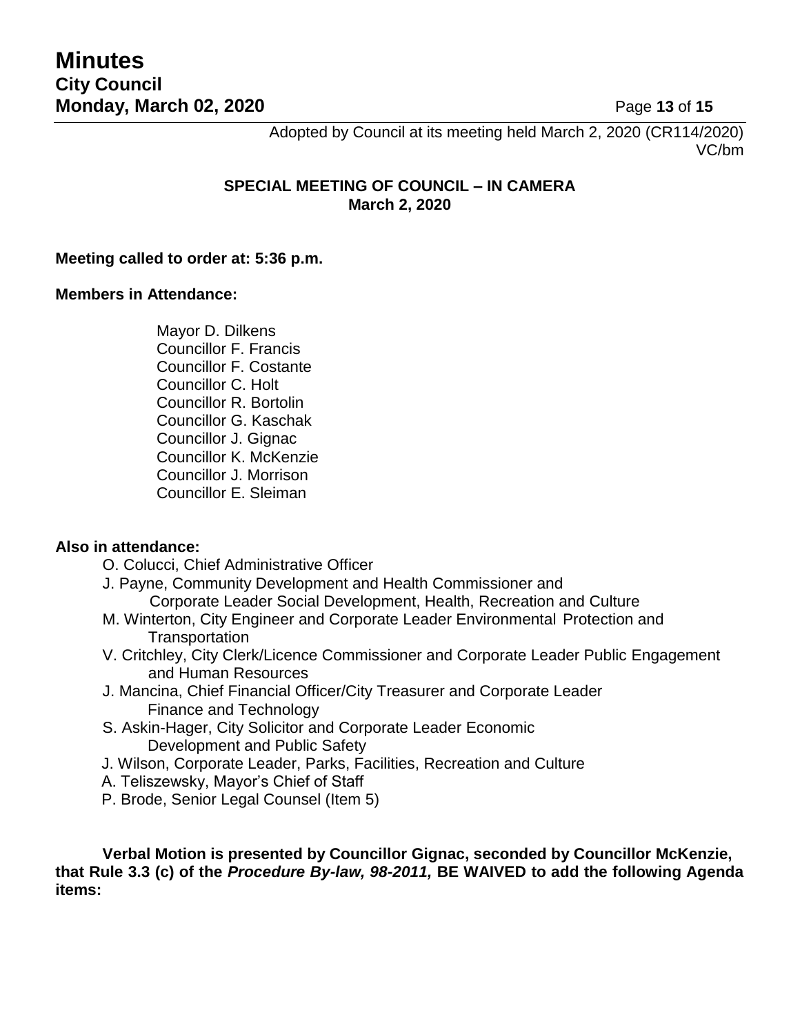Adopted by Council at its meeting held March 2, 2020 (CR114/2020)
VC/bm

**SPECIAL MEETING OF COUNCIL – IN CAMERA**
**March 2, 2020**

**Meeting called to order at: 5:36 p.m.**

**Members in Attendance:**

Mayor D. Dilkens
Councillor F. Francis
Councillor F. Costante
Councillor C. Holt
Councillor R. Bortolin
Councillor G. Kaschak
Councillor J. Gignac
Councillor K. McKenzie
Councillor J. Morrison
Councillor E. Sleiman

**Also in attendance:**

O. Colucci, Chief Administrative Officer
J. Payne, Community Development and Health Commissioner and Corporate Leader Social Development, Health, Recreation and Culture
M. Winterton, City Engineer and Corporate Leader Environmental Protection and Transportation
V. Critchley, City Clerk/Licence Commissioner and Corporate Leader Public Engagement and Human Resources
J. Mancina, Chief Financial Officer/City Treasurer and Corporate Leader Finance and Technology
S. Askin-Hager, City Solicitor and Corporate Leader Economic Development and Public Safety
J. Wilson, Corporate Leader, Parks, Facilities, Recreation and Culture
A. Teliszewsky, Mayor's Chief of Staff
P. Brode, Senior Legal Counsel (Item 5)

**Verbal Motion is presented by Councillor Gignac, seconded by Councillor McKenzie, that Rule 3.3 (c) of the *Procedure By-law, 98-2011,* BE WAIVED to add the following Agenda items:**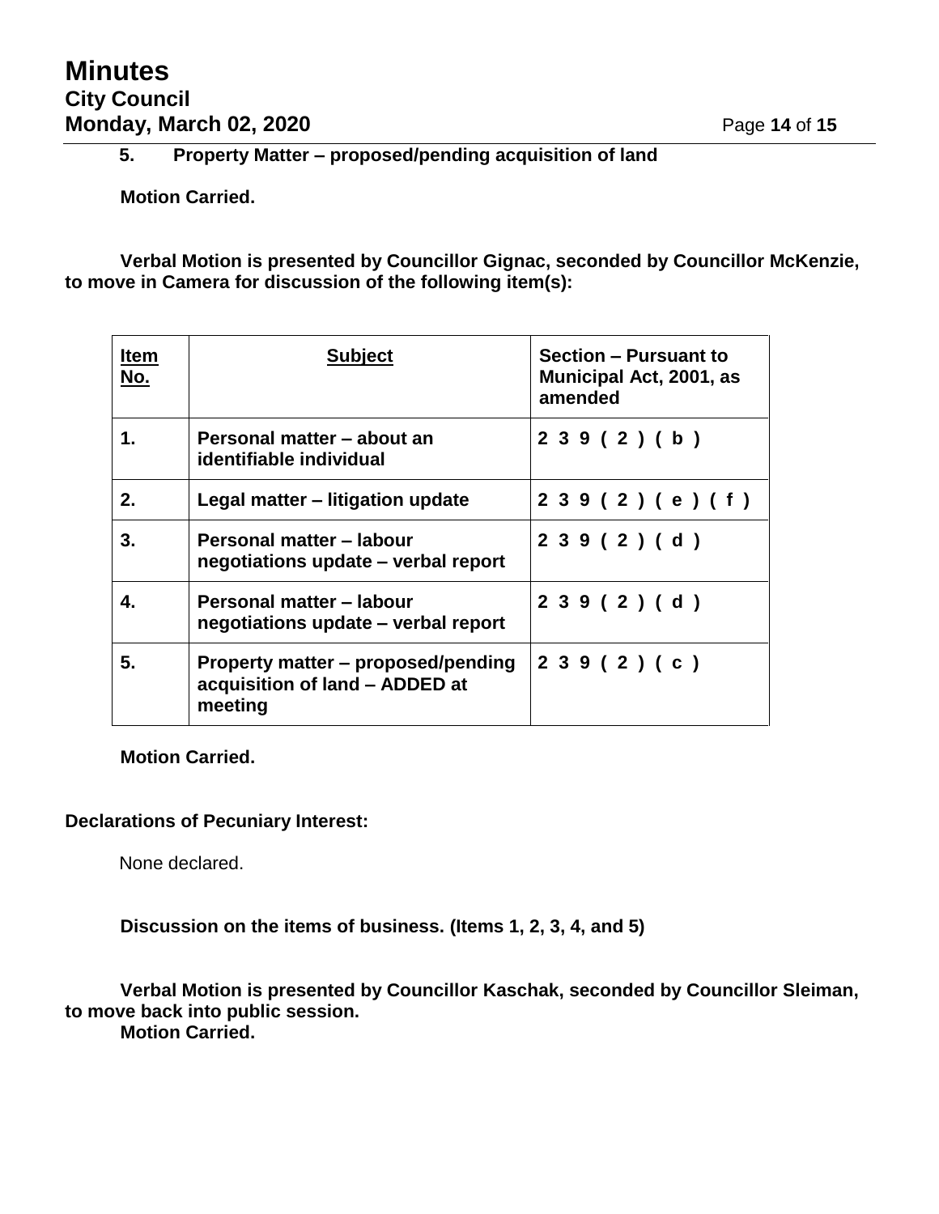**5. Property Matter – proposed/pending acquisition of land**

**Motion Carried.**

**Verbal Motion is presented by Councillor Gignac, seconded by Councillor McKenzie, to move in Camera for discussion of the following item(s):**

| Item No. | Subject | Section – Pursuant to Municipal Act, 2001, as amended |
|---|---|---|
| **1.** | **Personal matter – about an identifiable individual** | **239(2)(b)** |
| **2.** | **Legal matter – litigation update** | **239(2)(e)(f)** |
| **3.** | **Personal matter – labour negotiations update – verbal report** | **239(2)(d)** |
| **4.** | **Personal matter – labour negotiations update – verbal report** | **239(2)(d)** |
| **5.** | **Property matter – proposed/pending acquisition of land – ADDED at meeting** | **239(2)(c)** |

**Motion Carried.**

**Declarations of Pecuniary Interest:**

None declared.

**Discussion on the items of business. (Items 1, 2, 3, 4, and 5)**

**Verbal Motion is presented by Councillor Kaschak, seconded by Councillor Sleiman, to move back into public session.**
**Motion Carried.**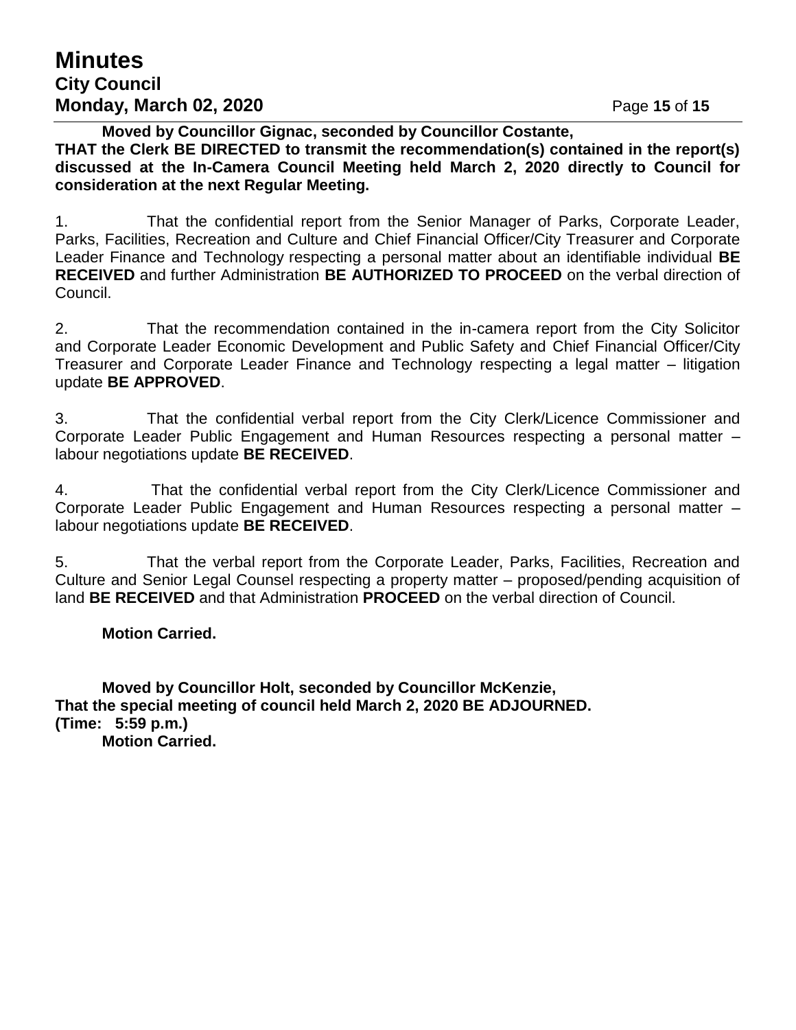**Moved by Councillor Gignac, seconded by Councillor Costante,**
**THAT the Clerk BE DIRECTED to transmit the recommendation(s) contained in the report(s) discussed at the In-Camera Council Meeting held March 2, 2020 directly to Council for consideration at the next Regular Meeting.**

1. That the confidential report from the Senior Manager of Parks, Corporate Leader, Parks, Facilities, Recreation and Culture and Chief Financial Officer/City Treasurer and Corporate Leader Finance and Technology respecting a personal matter about an identifiable individual **BE RECEIVED** and further Administration **BE AUTHORIZED TO PROCEED** on the verbal direction of Council.

2. That the recommendation contained in the in-camera report from the City Solicitor and Corporate Leader Economic Development and Public Safety and Chief Financial Officer/City Treasurer and Corporate Leader Finance and Technology respecting a legal matter – litigation update **BE APPROVED**.

3. That the confidential verbal report from the City Clerk/Licence Commissioner and Corporate Leader Public Engagement and Human Resources respecting a personal matter – labour negotiations update **BE RECEIVED**.

4. That the confidential verbal report from the City Clerk/Licence Commissioner and Corporate Leader Public Engagement and Human Resources respecting a personal matter – labour negotiations update **BE RECEIVED**.

5. That the verbal report from the Corporate Leader, Parks, Facilities, Recreation and Culture and Senior Legal Counsel respecting a property matter – proposed/pending acquisition of land **BE RECEIVED** and that Administration **PROCEED** on the verbal direction of Council.

**Motion Carried.**

**Moved by Councillor Holt, seconded by Councillor McKenzie,**
**That the special meeting of council held March 2, 2020 BE ADJOURNED.**
**(Time: 5:59 p.m.)**
**Motion Carried.**